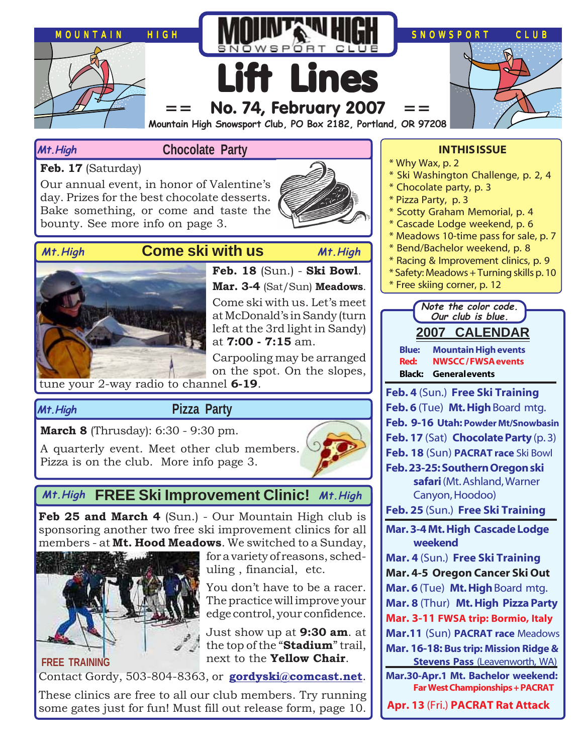MOUNTAIN HIGH SNOWSPORT CLUB

# Lift Lines

## == No. 74, February 2007 ==

**Mountain High Snowsport Club, PO Box 2182, Portland, OR 97208**

### *Mt.High* Chocolate Party

**Feb. 17** (Saturday)

Our annual event, in honor of Valentine's day. Prizes for the best chocolate desserts. Bake something, or come and taste the bounty. See more info on page 3.

### *Mt.High* Come ski with us *Mt.High*

**Feb. 18** (Sun.) - **Ski Bowl**.

**Mar. 3-4** (Sat/Sun) **Meadows**.

Come ski with us. Let's meet at McDonald's in Sandy (turn left at the 3rd light in Sandy) at **7:00 - 7:15** am.

Carpooling may be arranged on the spot. On the slopes, tune your 2-way radio to channel **6-19**.

### *Mt.High* Pizza Party

**March 8** (Thrusday): 6:30 - 9:30 pm.

A quarterly event. Meet other club members. Pizza is on the club. More info page 3.

### *Mt.High* FREE Ski Improvement Clinic! *Mt.High*

**Feb 25 and March 4** (Sun.) - Our Mountain High club is sponsoring another two free ski improvement clinics for all members - at **Mt. Hood Meadows**. We switched to a Sunday, for a variety of reasons, scheduling , financial, etc.

You don't have to be a racer. The practice will improve your edge control, your confidence.

Just show up at **9:30 am**. at the top of the "**Stadium**" trail, next to the **Yellow Chair**.

FREE TRAINING

Contact Gordy, 503-804-8363, or **gordyski@comcast.net**.

These clinics are free to all our club members. Try running some gates just for fun! Must fill out release form, page 10.

### IN THIS ISSUE

* Why Wax, p. 2
* Ski Washington Challenge, p. 2, 4
* Chocolate party, p. 3
* Pizza Party, p. 3
* Scotty Graham Memorial, p. 4
* Cascade Lodge weekend, p. 6
* Meadows 10-time pass for sale, p. 7
* Bend/Bachelor weekend, p. 8
* Racing & Improvement clinics, p. 9
* Safety: Meadows + Turning skills p. 10
* Free skiing corner, p. 12

*Note the color code. Our club is blue.*

## 2007 CALENDAR

**Blue:** Mountain High events
**Red:** NWSCC / FWSA events
**Black:** General events

**Feb. 4** (Sun.) **Free Ski Training**
**Feb. 6** (Tue) **Mt. High** Board mtg.
**Feb. 9-16 Utah: Powder Mt/Snowbasin**
**Feb. 17** (Sat) **Chocolate Party** (p. 3)
**Feb. 18** (Sun) **PACRAT race** Ski Bowl
**Feb. 23-25: Southern Oregon ski safari** (Mt. Ashland, Warner Canyon, Hoodoo)
**Feb. 25** (Sun.) **Free Ski Training**

**Mar. 3-4 Mt. High Cascade Lodge weekend**
**Mar. 4** (Sun.) **Free Ski Training**
**Mar. 4-5 Oregon Cancer Ski Out**
**Mar. 6** (Tue) **Mt. High** Board mtg.
**Mar. 8** (Thur) **Mt. High Pizza Party**
**Mar. 3-11 FWSA trip: Bormio, Italy**
**Mar.11** (Sun) **PACRAT race** Meadows
**Mar. 16-18: Bus trip: Mission Ridge & Stevens Pass** (Leavenworth, WA)
**Mar.30-Apr.1 Mt. Bachelor weekend: Far West Championships + PACRAT**
**Apr. 13** (Fri.) **PACRAT Rat Attack**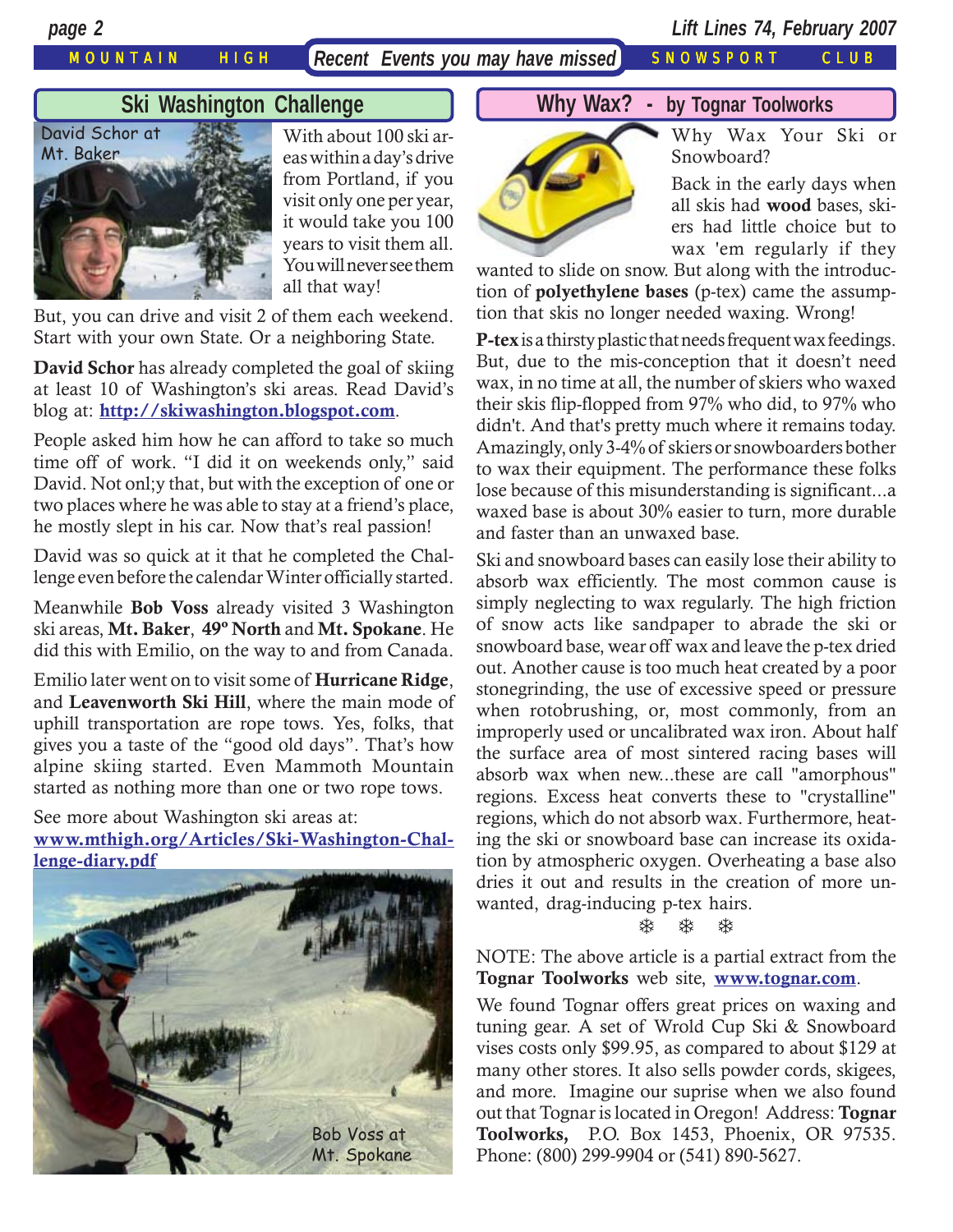*Recent Events you may have missed*

## Ski Washington Challenge

David Schor at Mt. Baker

With about 100 ski areas within a day's drive from Portland, if you visit only one per year, it would take you 100 years to visit them all. You will never see them all that way!

But, you can drive and visit 2 of them each weekend. Start with your own State. Or a neighboring State.

**David Schor** has already completed the goal of skiing at least 10 of Washington's ski areas. Read David's blog at: **http://skiwashington.blogspot.com**.

People asked him how he can afford to take so much time off of work. "I did it on weekends only," said David. Not onl;y that, but with the exception of one or two places where he was able to stay at a friend's place, he mostly slept in his car. Now that's real passion!

David was so quick at it that he completed the Challenge even before the calendar Winter officially started.

Meanwhile **Bob Voss** already visited 3 Washington ski areas, **Mt. Baker**, **49º North** and **Mt. Spokane**. He did this with Emilio, on the way to and from Canada.

Emilio later went on to visit some of **Hurricane Ridge**, and **Leavenworth Ski Hill**, where the main mode of uphill transportation are rope tows. Yes, folks, that gives you a taste of the "good old days". That's how alpine skiing started. Even Mammoth Mountain started as nothing more than one or two rope tows.

See more about Washington ski areas at:
**www.mthigh.org/Articles/Ski-Washington-Challenge-diary.pdf**

Bob Voss at Mt. Spokane

## Why Wax? - by Tognar Toolworks

Why Wax Your Ski or Snowboard?

Back in the early days when all skis had **wood** bases, skiers had little choice but to wax 'em regularly if they wanted to slide on snow. But along with the introduction of **polyethylene bases** (p-tex) came the assumption that skis no longer needed waxing. Wrong!

**P-tex** is a thirsty plastic that needs frequent wax feedings. But, due to the mis-conception that it doesn't need wax, in no time at all, the number of skiers who waxed their skis flip-flopped from 97% who did, to 97% who didn't. And that's pretty much where it remains today. Amazingly, only 3-4% of skiers or snowboarders bother to wax their equipment. The performance these folks lose because of this misunderstanding is significant...a waxed base is about 30% easier to turn, more durable and faster than an unwaxed base.

Ski and snowboard bases can easily lose their ability to absorb wax efficiently. The most common cause is simply neglecting to wax regularly. The high friction of snow acts like sandpaper to abrade the ski or snowboard base, wear off wax and leave the p-tex dried out. Another cause is too much heat created by a poor stonegrinding, the use of excessive speed or pressure when rotobrushing, or, most commonly, from an improperly used or uncalibrated wax iron. About half the surface area of most sintered racing bases will absorb wax when new...these are call "amorphous" regions. Excess heat converts these to "crystalline" regions, which do not absorb wax. Furthermore, heating the ski or snowboard base can increase its oxidation by atmospheric oxygen. Overheating a base also dries it out and results in the creation of more unwanted, drag-inducing p-tex hairs.

❄ ❄ ❄

NOTE: The above article is a partial extract from the **Tognar Toolworks** web site, **www.tognar.com**.

We found Tognar offers great prices on waxing and tuning gear. A set of Wrold Cup Ski & Snowboard vises costs only $99.95, as compared to about $129 at many other stores. It also sells powder cords, skigees, and more. Imagine our suprise when we also found out that Tognar is located in Oregon! Address: **Tognar Toolworks,** P.O. Box 1453, Phoenix, OR 97535. Phone: (800) 299-9904 or (541) 890-5627.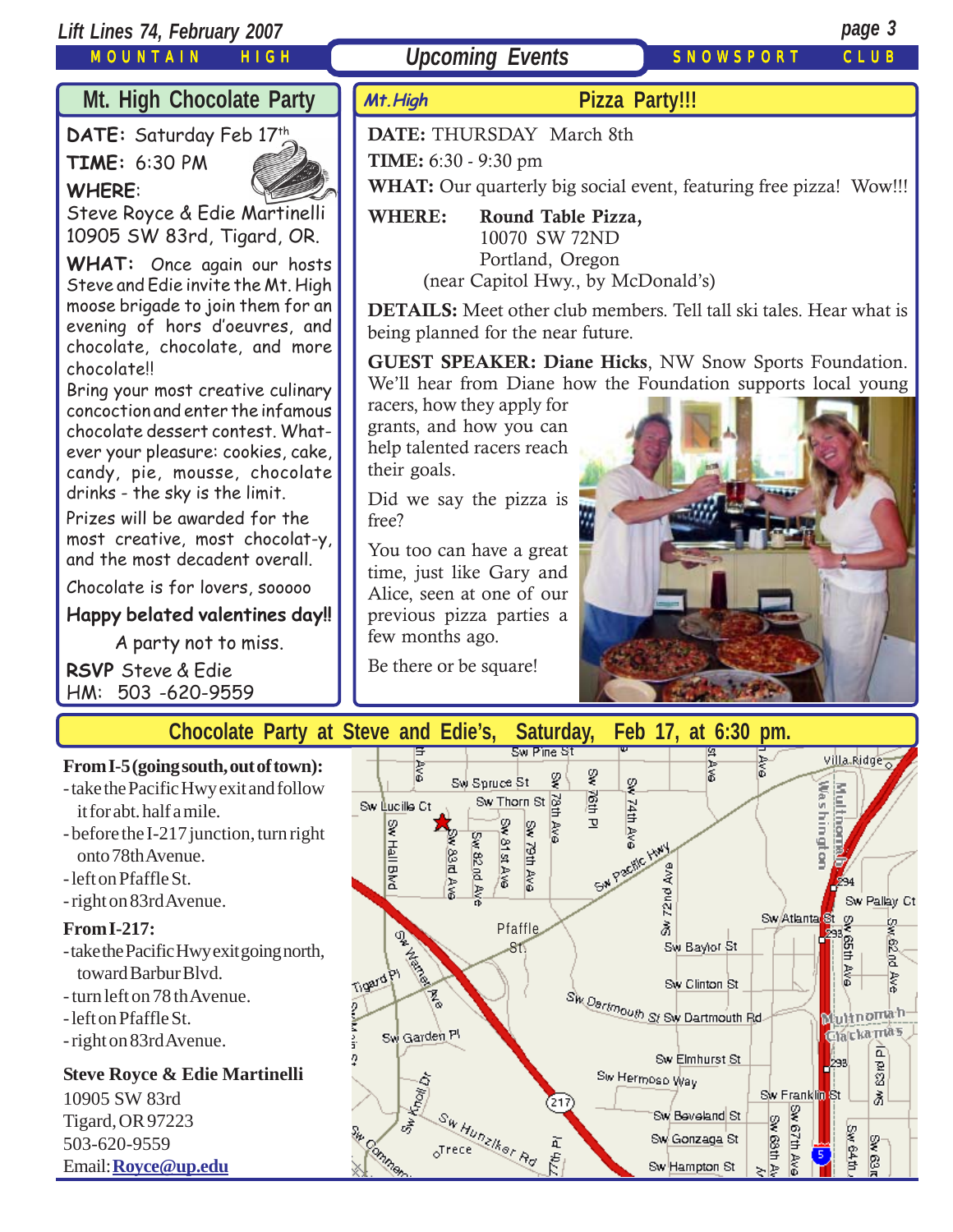# Upcoming Events

## Mt. High Chocolate Party

**DATE:** Saturday Feb 17th

**TIME:** 6:30 PM

**WHERE:**
Steve Royce & Edie Martinelli
10905 SW 83rd, Tigard, OR.

**WHAT:** Once again our hosts Steve and Edie invite the Mt. High moose brigade to join them for an evening of hors d'oeuvres, and chocolate, chocolate, and more chocolate!!

Bring your most creative culinary concoction and enter the infamous chocolate dessert contest. Whatever your pleasure: cookies, cake, candy, pie, mousse, chocolate drinks - the sky is the limit.

Prizes will be awarded for the most creative, most chocolat-y, and the most decadent overall.

Chocolate is for lovers, sooooo

**Happy belated valentines day!!**

A party not to miss.

**RSVP** Steve & Edie
HM: 503 -620-9559

## Mt.High Pizza Party!!!

**DATE:** THURSDAY March 8th

**TIME:** 6:30 - 9:30 pm

**WHAT:** Our quarterly big social event, featuring free pizza! Wow!!!

**WHERE:** **Round Table Pizza,**
10070 SW 72ND
Portland, Oregon
(near Capitol Hwy., by McDonald's)

**DETAILS:** Meet other club members. Tell tall ski tales. Hear what is being planned for the near future.

**GUEST SPEAKER: Diane Hicks**, NW Snow Sports Foundation. We'll hear from Diane how the Foundation supports local young racers, how they apply for grants, and how you can help talented racers reach their goals.

Did we say the pizza is free?

You too can have a great time, just like Gary and Alice, seen at one of our previous pizza parties a few months ago.

Be there or be square!

## Chocolate Party at Steve and Edie's, Saturday, Feb 17, at 6:30 pm.

**From I-5 (going south, out of town):**
- take the Pacific Hwy exit and follow it for abt. half a mile.
- before the I-217 junction, turn right onto 78th Avenue.
- left on Pfaffle St.
- right on 83rd Avenue.

**From I-217:**
- take the Pacific Hwy exit going north, toward Barbur Blvd.
- turn left on 78 th Avenue.
- left on Pfaffle St.
- right on 83rd Avenue.

**Steve Royce & Edie Martinelli**
10905 SW 83rd
Tigard, OR 97223
503-620-9559
Email: **Royce@up.edu**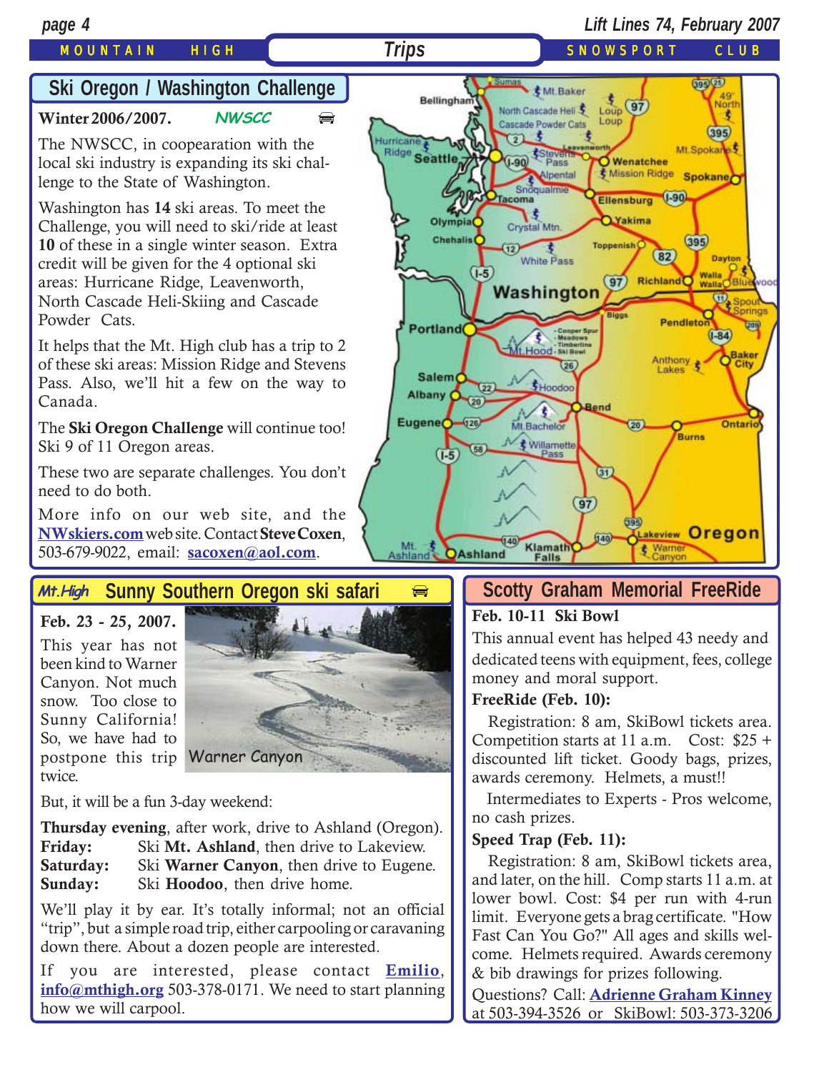## Trips

## Ski Oregon / Washington Challenge

**Winter 2006/2007.** *NWSCC*

The NWSCC, in coopearation with the local ski industry is expanding its ski challenge to the State of Washington.

Washington has **14** ski areas. To meet the Challenge, you will need to ski/ride at least **10** of these in a single winter season. Extra credit will be given for the 4 optional ski areas: Hurricane Ridge, Leavenworth, North Cascade Heli-Skiing and Cascade Powder Cats.

It helps that the Mt. High club has a trip to 2 of these ski areas: Mission Ridge and Stevens Pass. Also, we'll hit a few on the way to Canada.

The **Ski Oregon Challenge** will continue too! Ski 9 of 11 Oregon areas.

These two are separate challenges. You don't need to do both.

More info on our web site, and the **NWskiers.com** web site. Contact **Steve Coxen**, 503-679-9022, email: **sacoxen@aol.com**.

## *Mt.High* Sunny Southern Oregon ski safari

**Feb. 23 - 25, 2007.**

This year has not been kind to Warner Canyon. Not much snow. Too close to Sunny California! So, we have had to postpone this trip twice.

Warner Canyon

But, it will be a fun 3-day weekend:

**Thursday evening**, after work, drive to Ashland (Oregon).
**Friday:** Ski **Mt. Ashland**, then drive to Lakeview.
**Saturday:** Ski **Warner Canyon**, then drive to Eugene.
**Sunday:** Ski **Hoodoo**, then drive home.

We'll play it by ear. It's totally informal; not an official "trip", but a simple road trip, either carpooling or caravaning down there. About a dozen people are interested.

If you are interested, please contact **Emilio**, **info@mthigh.org** 503-378-0171. We need to start planning how we will carpool.

## Scotty Graham Memorial FreeRide

**Feb. 10-11 Ski Bowl**

This annual event has helped 43 needy and dedicated teens with equipment, fees, college money and moral support.

**FreeRide (Feb. 10):**

Registration: 8 am, SkiBowl tickets area. Competition starts at 11 a.m. Cost: $25 + discounted lift ticket. Goody bags, prizes, awards ceremony. Helmets, a must!!

Intermediates to Experts - Pros welcome, no cash prizes.

**Speed Trap (Feb. 11):**

Registration: 8 am, SkiBowl tickets area, and later, on the hill. Comp starts 11 a.m. at lower bowl. Cost: $4 per run with 4-run limit. Everyone gets a brag certificate. "How Fast Can You Go?" All ages and skills welcome. Helmets required. Awards ceremony & bib drawings for prizes following.

Questions? Call: **Adrienne Graham Kinney** at 503-394-3526 or SkiBowl: 503-373-3206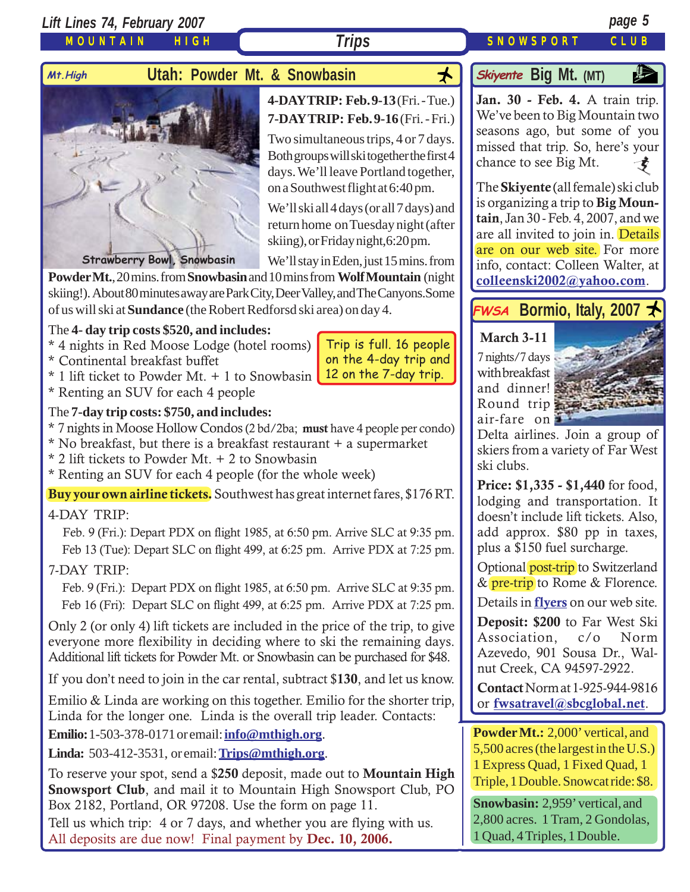# Trips

## Mt.High — Utah: Powder Mt. & Snowbasin

Strawberry Bowl, Snowbasin

**4-DAYTRIP: Feb.9-13** (Fri. - Tue.)
**7-DAYTRIP: Feb.9-16** (Fri. - Fri.)

Two simultaneous trips, 4 or 7 days. Both groups will ski together the first 4 days. We'll leave Portland together, on a Southwest flight at 6:40 pm.

We'll ski all 4 days (or all 7 days) and return home on Tuesday night (after skiing), or Friday night, 6:20 pm.

We'll stay in Eden, just 15 mins. from **Powder Mt.**, 20 mins. from **Snowbasin** and 10 mins from **Wolf Mountain** (night skiing!). About 80 minutes away are Park City, Deer Valley, and The Canyons. Some of us will ski at **Sundance** (the Robert Redfordsd ski area) on day 4.

The **4- day trip costs $520, and includes:**
* 4 nights in Red Moose Lodge (hotel rooms)
* Continental breakfast buffet
* 1 lift ticket to Powder Mt. + 1 to Snowbasin
* Renting an SUV for each 4 people

Trip is full. 16 people on the 4-day trip and 12 on the 7-day trip.

The **7-day trip costs: $750, and includes:**
* 7 nights in Moose Hollow Condos (2 bd/2ba; **must** have 4 people per condo)
* No breakfast, but there is a breakfast restaurant + a supermarket
* 2 lift tickets to Powder Mt. + 2 to Snowbasin
* Renting an SUV for each 4 people (for the whole week)

**Buy your own airline tickets.** Southwest has great internet fares, $176 RT.

4-DAY TRIP:

Feb. 9 (Fri.): Depart PDX on flight 1985, at 6:50 pm. Arrive SLC at 9:35 pm.
Feb 13 (Tue): Depart SLC on flight 499, at 6:25 pm. Arrive PDX at 7:25 pm.

7-DAY TRIP:

Feb. 9 (Fri.): Depart PDX on flight 1985, at 6:50 pm. Arrive SLC at 9:35 pm.
Feb 16 (Fri): Depart SLC on flight 499, at 6:25 pm. Arrive PDX at 7:25 pm.

Only 2 (or only 4) lift tickets are included in the price of the trip, to give everyone more flexibility in deciding where to ski the remaining days. Additional lift tickets for Powder Mt. or Snowbasin can be purchased for $48.

If you don't need to join in the car rental, subtract $**130**, and let us know.

Emilio & Linda are working on this together. Emilio for the shorter trip, Linda for the longer one. Linda is the overall trip leader. Contacts:

**Emilio:** 1-503-378-0171 or email: **info@mthigh.org**.

**Linda:** 503-412-3531, or email: **Trips@mthigh.org**.

To reserve your spot, send a $**250** deposit, made out to **Mountain High Snowsport Club**, and mail it to Mountain High Snowsport Club, PO Box 2182, Portland, OR 97208. Use the form on page 11.

Tell us which trip: 4 or 7 days, and whether you are flying with us.

All deposits are due now! Final payment by **Dec. 10, 2006.**

## Skiyente — Big Mt. (MT)

**Jan. 30 - Feb. 4.** A train trip. We've been to Big Mountain two seasons ago, but some of you missed that trip. So, here's your chance to see Big Mt.

The **Skiyente** (all female) ski club is organizing a trip to **Big Mountain**, Jan 30 - Feb. 4, 2007, and we are all invited to join in. Details are on our web site. For more info, contact: Colleen Walter, at **colleenski2002@yahoo.com**.

## FWSA — Bormio, Italy, 2007

**March 3-11**

7 nights/7 days with breakfast and dinner! Round trip air-fare on Delta airlines. Join a group of skiers from a variety of Far West ski clubs.

**Price: $1,335 - $1,440** for food, lodging and transportation. It doesn't include lift tickets. Also, add approx. $80 pp in taxes, plus a $150 fuel surcharge.

Optional post-trip to Switzerland & pre-trip to Rome & Florence.

Details in **flyers** on our web site.

**Deposit: $200** to Far West Ski Association, c/o Norm Azevedo, 901 Sousa Dr., Walnut Creek, CA 94597-2922.

**Contact** Norm at 1-925-944-9816 or **fwsatravel@sbcglobal.net**.

**Powder Mt.:** 2,000' vertical, and 5,500 acres (the largest in the U.S.) 1 Express Quad, 1 Fixed Quad, 1 Triple, 1 Double. Snowcat ride: $8.

**Snowbasin:** 2,959' vertical, and 2,800 acres. 1 Tram, 2 Gondolas, 1 Quad, 4 Triples, 1 Double.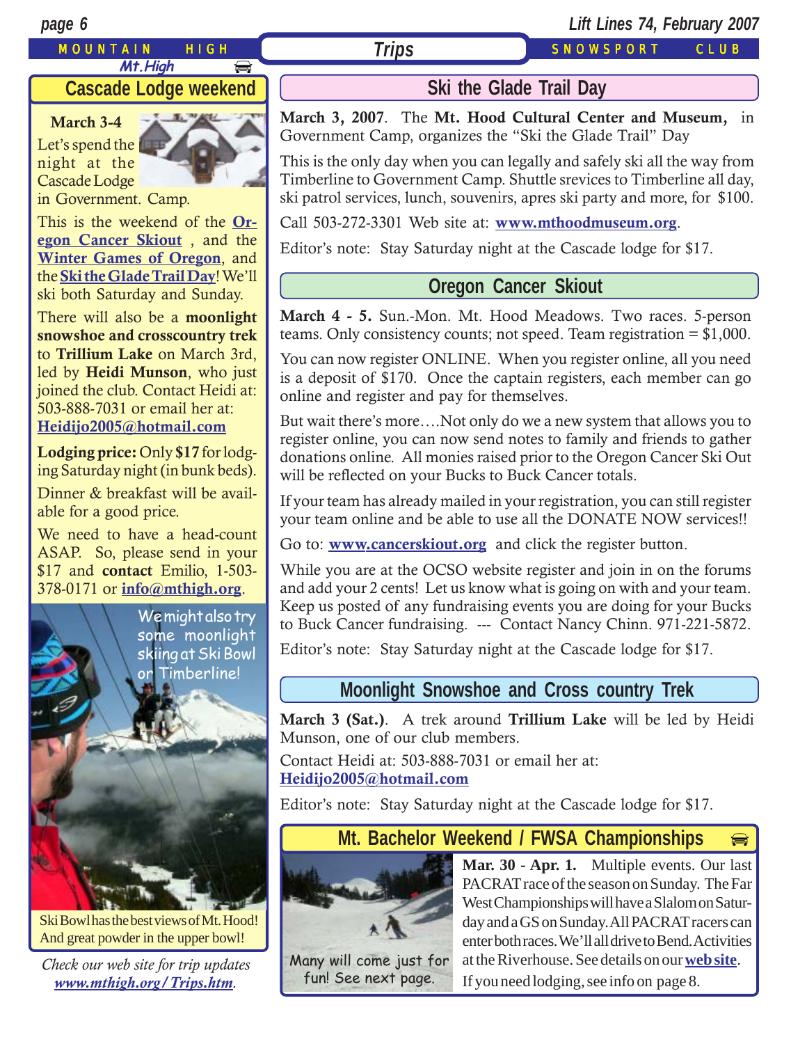## Cascade Lodge weekend

**March 3-4**

Let's spend the night at the Cascade Lodge in Government. Camp.

This is the weekend of the **Oregon Cancer Skiout**, and the **Winter Games of Oregon**, and the **Ski the Glade Trail Day**! We'll ski both Saturday and Sunday.

There will also be a **moonlight snowshoe and crosscountry trek** to **Trillium Lake** on March 3rd, led by **Heidi Munson**, who just joined the club. Contact Heidi at: 503-888-7031 or email her at: **Heidijo2005@hotmail.com**

**Lodging price:** Only **$17** for lodging Saturday night (in bunk beds).

Dinner & breakfast will be available for a good price.

We need to have a head-count ASAP. So, please send in your $17 and **contact** Emilio, 1-503-378-0171 or **info@mthigh.org**.

We might also try some moonlight skiing at Ski Bowl or Timberline!

Ski Bowl has the best views of Mt. Hood! And great powder in the upper bowl!

*Check our web site for trip updates* ***www.mthigh.org/Trips.htm***.

## Ski the Glade Trail Day

**March 3, 2007**. The **Mt. Hood Cultural Center and Museum,** in Government Camp, organizes the "Ski the Glade Trail" Day

This is the only day when you can legally and safely ski all the way from Timberline to Government Camp. Shuttle srevices to Timberline all day, ski patrol services, lunch, souvenirs, apres ski party and more, for $100.

Call 503-272-3301 Web site at: **www.mthoodmuseum.org**.

Editor's note: Stay Saturday night at the Cascade lodge for $17.

## Oregon Cancer Skiout

**March 4 - 5.** Sun.-Mon. Mt. Hood Meadows. Two races. 5-person teams. Only consistency counts; not speed. Team registration = $1,000.

You can now register ONLINE. When you register online, all you need is a deposit of $170. Once the captain registers, each member can go online and register and pay for themselves.

But wait there's more….Not only do we a new system that allows you to register online, you can now send notes to family and friends to gather donations online. All monies raised prior to the Oregon Cancer Ski Out will be reflected on your Bucks to Buck Cancer totals.

If your team has already mailed in your registration, you can still register your team online and be able to use all the DONATE NOW services!!

Go to: **www.cancerskiout.org** and click the register button.

While you are at the OCSO website register and join in on the forums and add your 2 cents! Let us know what is going on with and your team. Keep us posted of any fundraising events you are doing for your Bucks to Buck Cancer fundraising. --- Contact Nancy Chinn. 971-221-5872.

Editor's note: Stay Saturday night at the Cascade lodge for $17.

## Moonlight Snowshoe and Cross country Trek

**March 3 (Sat.)**. A trek around **Trillium Lake** will be led by Heidi Munson, one of our club members.

Contact Heidi at: 503-888-7031 or email her at: **Heidijo2005@hotmail.com**

Editor's note: Stay Saturday night at the Cascade lodge for $17.

## Mt. Bachelor Weekend / FWSA Championships

Many will come just for fun! See next page.

**Mar. 30 - Apr. 1.** Multiple events. Our last PACRAT race of the season on Sunday. The Far West Championships will have a Slalom on Saturday and a GS on Sunday. All PACRAT racers can enter both races. We'll all drive to Bend. Activities at the Riverhouse. See details on our **web site**. If you need lodging, see info on page 8.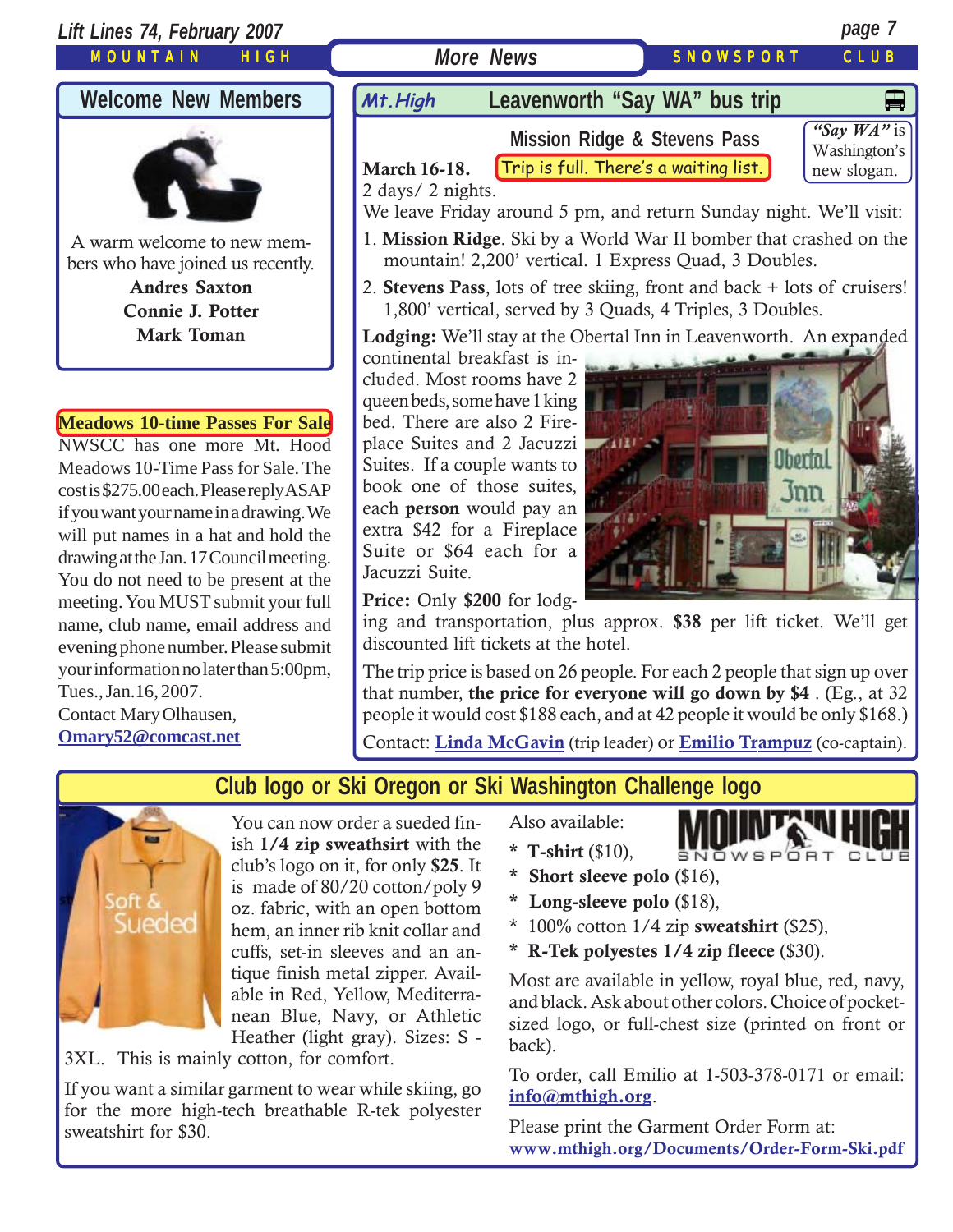## Welcome New Members

A warm welcome to new members who have joined us recently.

**Andres Saxton**
**Connie J. Potter**
**Mark Toman**

### Meadows 10-time Passes For Sale

NWSCC has one more Mt. Hood Meadows 10-Time Pass for Sale. The cost is $275.00 each. Please reply ASAP if you want your name in a drawing. We will put names in a hat and hold the drawing at the Jan. 17 Council meeting. You do not need to be present at the meeting. You MUST submit your full name, club name, email address and evening phone number. Please submit your information no later than 5:00pm, Tues., Jan.16, 2007.

Contact Mary Olhausen,
**Omary52@comcast.net**

## Mt.High — Leavenworth "Say WA" bus trip

### Mission Ridge & Stevens Pass

*"Say WA"* is Washington's new slogan.

**March 16-18.** Trip is full. There's a waiting list.
2 days/ 2 nights.

We leave Friday around 5 pm, and return Sunday night. We'll visit:

1. **Mission Ridge**. Ski by a World War II bomber that crashed on the mountain! 2,200' vertical. 1 Express Quad, 3 Doubles.
2. **Stevens Pass**, lots of tree skiing, front and back + lots of cruisers! 1,800' vertical, served by 3 Quads, 4 Triples, 3 Doubles.

**Lodging:** We'll stay at the Obertal Inn in Leavenworth. An expanded continental breakfast is included. Most rooms have 2 queen beds, some have 1 king bed. There are also 2 Fireplace Suites and 2 Jacuzzi Suites. If a couple wants to book one of those suites, each **person** would pay an extra $42 for a Fireplace Suite or $64 each for a Jacuzzi Suite.

**Price:** Only **$200** for lodging and transportation, plus approx. **$38** per lift ticket. We'll get discounted lift tickets at the hotel.

The trip price is based on 26 people. For each 2 people that sign up over that number, **the price for everyone will go down by $4** . (Eg., at 32 people it would cost $188 each, and at 42 people it would be only $168.)

Contact: **Linda McGavin** (trip leader) or **Emilio Trampuz** (co-captain).

## Club logo or Ski Oregon or Ski Washington Challenge logo

You can now order a sueded finish **1/4 zip sweatshirt** with the club's logo on it, for only **$25**. It is made of 80/20 cotton/poly 9 oz. fabric, with an open bottom hem, an inner rib knit collar and cuffs, set-in sleeves and an antique finish metal zipper. Available in Red, Yellow, Mediterranean Blue, Navy, or Athletic Heather (light gray). Sizes: S - 3XL. This is mainly cotton, for comfort.

If you want a similar garment to wear while skiing, go for the more high-tech breathable R-tek polyester sweatshirt for $30.

Also available:

* **T-shirt** ($10),
* **Short sleeve polo** ($16),
* **Long-sleeve polo** ($18),
* 100% cotton 1/4 zip **sweatshirt** ($25),
* **R-Tek polyestes 1/4 zip fleece** ($30).

Most are available in yellow, royal blue, red, navy, and black. Ask about other colors. Choice of pocket-sized logo, or full-chest size (printed on front or back).

To order, call Emilio at 1-503-378-0171 or email: **info@mthigh.org**.

Please print the Garment Order Form at:
**www.mthigh.org/Documents/Order-Form-Ski.pdf**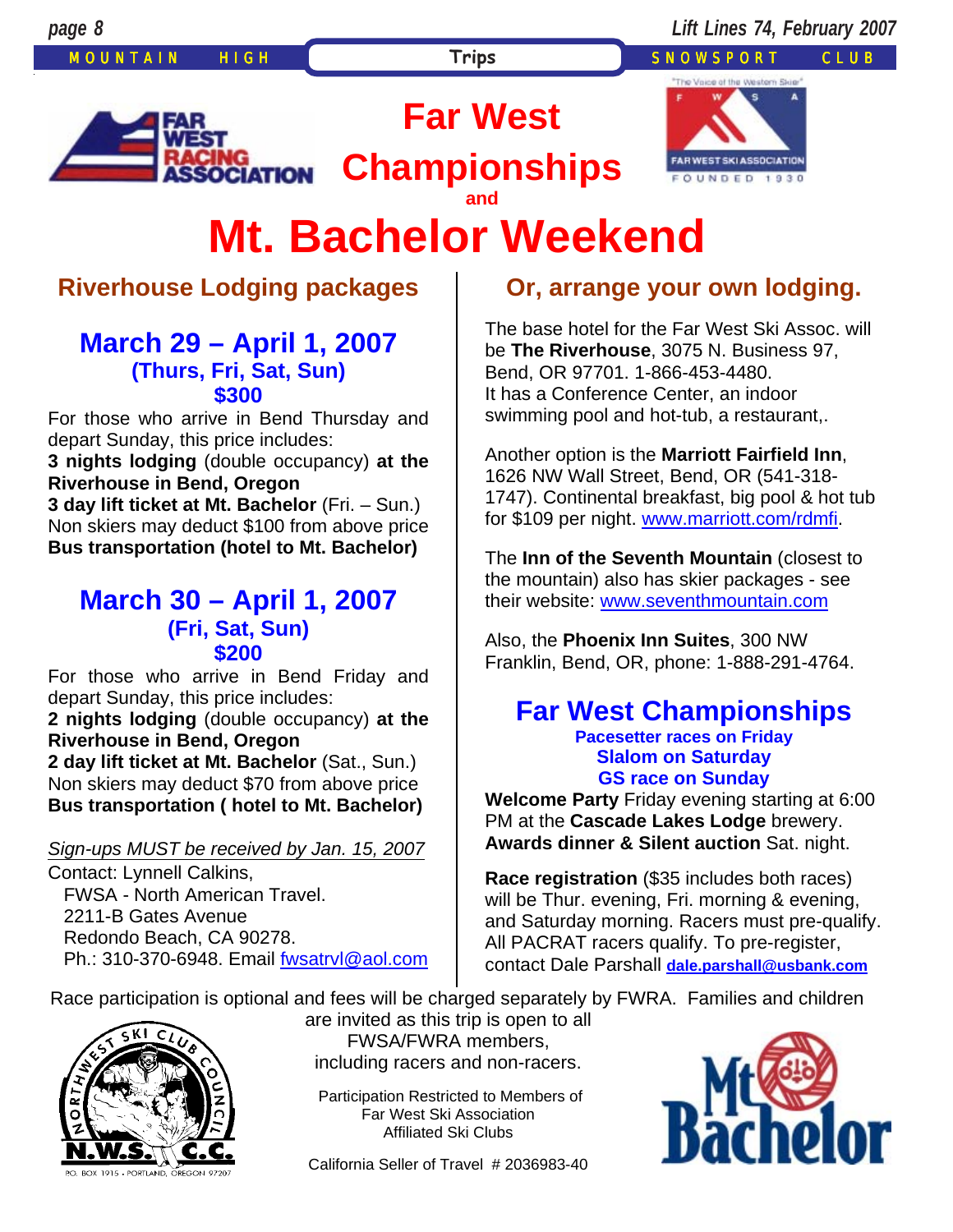# Far West Championships

**and**

# Mt. Bachelor Weekend

## Riverhouse Lodging packages

### March 29 – April 1, 2007

**(Thurs, Fri, Sat, Sun)**

**$300**

For those who arrive in Bend Thursday and depart Sunday, this price includes:

**3 nights lodging** (double occupancy) **at the Riverhouse in Bend, Oregon**

**3 day lift ticket at Mt. Bachelor** (Fri. – Sun.)

Non skiers may deduct $100 from above price

**Bus transportation (hotel to Mt. Bachelor)**

### March 30 – April 1, 2007

**(Fri, Sat, Sun)**

**$200**

For those who arrive in Bend Friday and depart Sunday, this price includes:

**2 nights lodging** (double occupancy) **at the Riverhouse in Bend, Oregon**

**2 day lift ticket at Mt. Bachelor** (Sat., Sun.)

Non skiers may deduct $70 from above price

**Bus transportation ( hotel to Mt. Bachelor)**

*Sign-ups MUST be received by Jan. 15, 2007*

Contact: Lynnell Calkins,
FWSA - North American Travel.
2211-B Gates Avenue
Redondo Beach, CA 90278.
Ph.: 310-370-6948. Email fwsatrvl@aol.com

## Or, arrange your own lodging.

The base hotel for the Far West Ski Assoc. will be **The Riverhouse**, 3075 N. Business 97, Bend, OR 97701. 1-866-453-4480.
It has a Conference Center, an indoor swimming pool and hot-tub, a restaurant,.

Another option is the **Marriott Fairfield Inn**, 1626 NW Wall Street, Bend, OR (541-318-1747). Continental breakfast, big pool & hot tub for $109 per night. www.marriott.com/rdmfi.

The **Inn of the Seventh Mountain** (closest to the mountain) also has skier packages - see their website: www.seventhmountain.com

Also, the **Phoenix Inn Suites**, 300 NW Franklin, Bend, OR, phone: 1-888-291-4764.

### Far West Championships

**Pacesetter races on Friday**
**Slalom on Saturday**
**GS race on Sunday**

**Welcome Party** Friday evening starting at 6:00 PM at the **Cascade Lakes Lodge** brewery.
**Awards dinner & Silent auction** Sat. night.

**Race registration** ($35 includes both races) will be Thur. evening, Fri. morning & evening, and Saturday morning. Racers must pre-qualify. All PACRAT racers qualify. To pre-register, contact Dale Parshall **dale.parshall@usbank.com**

Race participation is optional and fees will be charged separately by FWRA. Families and children are invited as this trip is open to all FWSA/FWRA members, including racers and non-racers.

Participation Restricted to Members of Far West Ski Association Affiliated Ski Clubs

California Seller of Travel # 2036983-40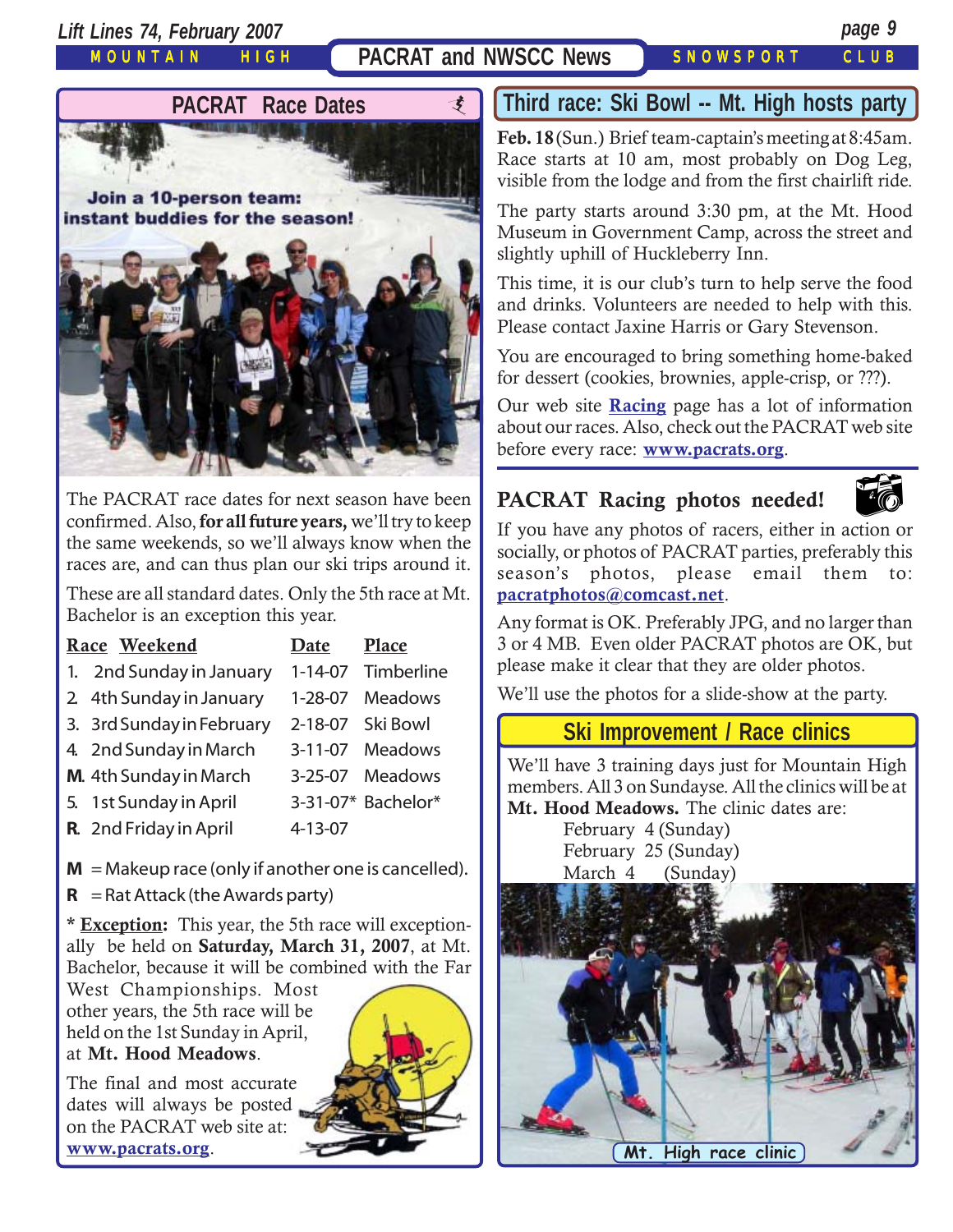## PACRAT and NWSCC News

MOUNTAIN HIGH SNOWSPORT CLUB

### PACRAT Race Dates

Join a 10-person team: instant buddies for the season!

The PACRAT race dates for next season have been confirmed. Also, **for all future years,** we'll try to keep the same weekends, so we'll always know when the races are, and can thus plan our ski trips around it.

These are all standard dates. Only the 5th race at Mt. Bachelor is an exception this year.

| Race | Weekend | Date | Place |
|---|---|---|---|
| 1. | 2nd Sunday in January | 1-14-07 | Timberline |
| 2. | 4th Sunday in January | 1-28-07 | Meadows |
| 3. | 3rd Sunday in February | 2-18-07 | Ski Bowl |
| 4. | 2nd Sunday in March | 3-11-07 | Meadows |
| **M.** | 4th Sunday in March | 3-25-07 | Meadows |
| 5. | 1st Sunday in April | 3-31-07* | Bachelor* |
| **R.** | 2nd Friday in April | 4-13-07 | |

**M** = Makeup race (only if another one is cancelled).

**R** = Rat Attack (the Awards party)

\* **Exception:** This year, the 5th race will exceptionally be held on **Saturday, March 31, 2007**, at Mt. Bachelor, because it will be combined with the Far West Championships. Most other years, the 5th race will be held on the 1st Sunday in April, at **Mt. Hood Meadows**.

The final and most accurate dates will always be posted on the PACRAT web site at: **www.pacrats.org**.

### Third race: Ski Bowl -- Mt. High hosts party

**Feb. 18** (Sun.) Brief team-captain's meeting at 8:45am. Race starts at 10 am, most probably on Dog Leg, visible from the lodge and from the first chairlift ride.

The party starts around 3:30 pm, at the Mt. Hood Museum in Government Camp, across the street and slightly uphill of Huckleberry Inn.

This time, it is our club's turn to help serve the food and drinks. Volunteers are needed to help with this. Please contact Jaxine Harris or Gary Stevenson.

You are encouraged to bring something home-baked for dessert (cookies, brownies, apple-crisp, or ???).

Our web site **Racing** page has a lot of information about our races. Also, check out the PACRAT web site before every race: **www.pacrats.org**.

### PACRAT Racing photos needed!

If you have any photos of racers, either in action or socially, or photos of PACRAT parties, preferably this season's photos, please email them to: **pacratphotos@comcast.net**.

Any format is OK. Preferably JPG, and no larger than 3 or 4 MB. Even older PACRAT photos are OK, but please make it clear that they are older photos.

We'll use the photos for a slide-show at the party.

### Ski Improvement / Race clinics

We'll have 3 training days just for Mountain High members. All 3 on Sundayse. All the clinics will be at **Mt. Hood Meadows.** The clinic dates are:

- February 4 (Sunday)
- February 25 (Sunday)
- March 4 (Sunday)

Mt. High race clinic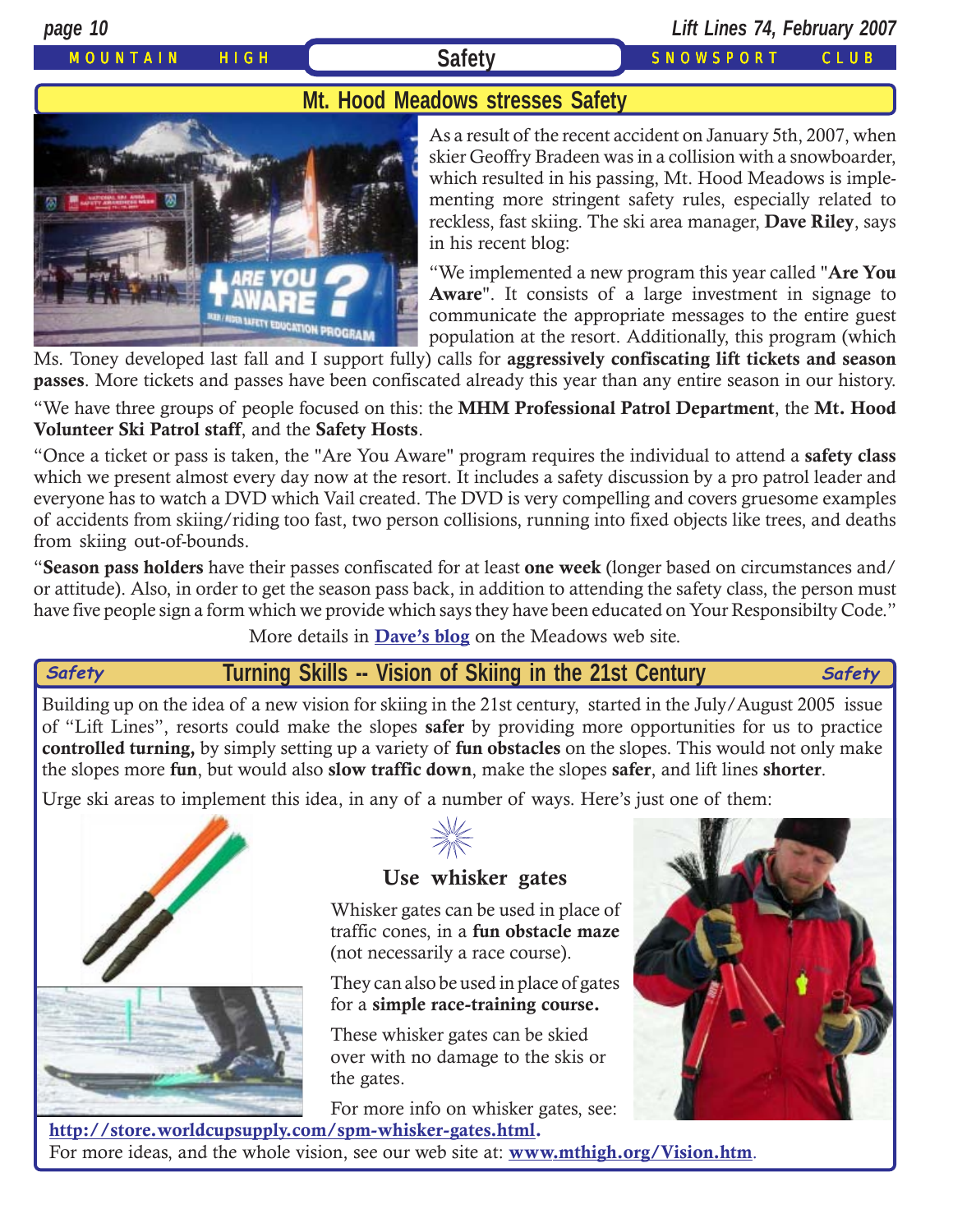## Safety

### Mt. Hood Meadows stresses Safety

As a result of the recent accident on January 5th, 2007, when skier Geoffry Bradeen was in a collision with a snowboarder, which resulted in his passing, Mt. Hood Meadows is implementing more stringent safety rules, especially related to reckless, fast skiing. The ski area manager, **Dave Riley**, says in his recent blog:

“We implemented a new program this year called "**Are You Aware**". It consists of a large investment in signage to communicate the appropriate messages to the entire guest population at the resort. Additionally, this program (which Ms. Toney developed last fall and I support fully) calls for **aggressively confiscating lift tickets and season passes**. More tickets and passes have been confiscated already this year than any entire season in our history.

“We have three groups of people focused on this: the **MHM Professional Patrol Department**, the **Mt. Hood Volunteer Ski Patrol staff**, and the **Safety Hosts**.

“Once a ticket or pass is taken, the "Are You Aware" program requires the individual to attend a **safety class** which we present almost every day now at the resort. It includes a safety discussion by a pro patrol leader and everyone has to watch a DVD which Vail created. The DVD is very compelling and covers gruesome examples of accidents from skiing/riding too fast, two person collisions, running into fixed objects like trees, and deaths from skiing out-of-bounds.

“**Season pass holders** have their passes confiscated for at least **one week** (longer based on circumstances and/or attitude). Also, in order to get the season pass back, in addition to attending the safety class, the person must have five people sign a form which we provide which says they have been educated on Your Responsibilty Code.”

More details in **Dave’s blog** on the Meadows web site.

### Turning Skills -- Vision of Skiing in the 21st Century

Building up on the idea of a new vision for skiing in the 21st century, started in the July/August 2005 issue of “Lift Lines”, resorts could make the slopes **safer** by providing more opportunities for us to practice **controlled turning,** by simply setting up a variety of **fun obstacles** on the slopes. This would not only make the slopes more **fun**, but would also **slow traffic down**, make the slopes **safer**, and lift lines **shorter**.

Urge ski areas to implement this idea, in any of a number of ways. Here’s just one of them:

#### Use whisker gates

Whisker gates can be used in place of traffic cones, in a **fun obstacle maze** (not necessarily a race course).

They can also be used in place of gates for a **simple race-training course.**

These whisker gates can be skied over with no damage to the skis or the gates.

For more info on whisker gates, see: **http://store.worldcupsupply.com/spm-whisker-gates.html.**

For more ideas, and the whole vision, see our web site at: **www.mthigh.org/Vision.htm**.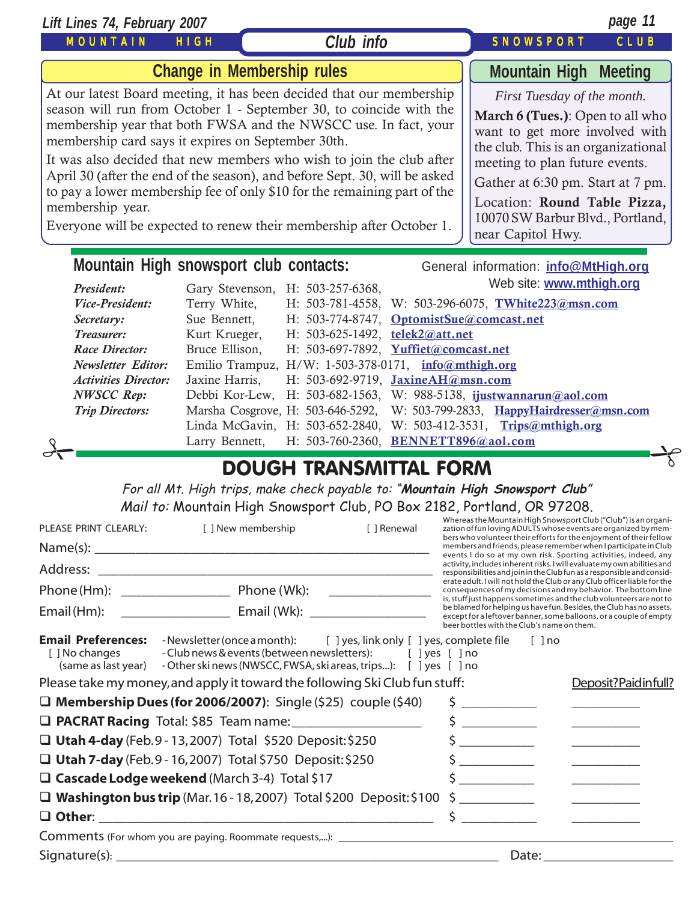## Club info

## Change in Membership rules

At our latest Board meeting, it has been decided that our membership season will run from October 1 - September 30, to coincide with the membership year that both FWSA and the NWSCC use. In fact, your membership card says it expires on September 30th.

It was also decided that new members who wish to join the club after April 30 (after the end of the season), and before Sept. 30, will be asked to pay a lower membership fee of only $10 for the remaining part of the membership year.

Everyone will be expected to renew their membership after October 1.

## Mountain High Meeting

*First Tuesday of the month.*

**March 6 (Tues.)**: Open to all who want to get more involved with the club. This is an organizational meeting to plan future events.

Gather at 6:30 pm. Start at 7 pm.

Location: **Round Table Pizza,** 10070 SW Barbur Blvd., Portland, near Capitol Hwy.

## Mountain High snowsport club contacts:

General information: **info@MtHigh.org**
Web site: **www.mthigh.org**

| Role | Name | Home | Work / Email |
|---|---|---|---|
| *President:* | Gary Stevenson, | H: 503-257-6368, | |
| *Vice-President:* | Terry White, | H: 503-781-4558, | W: 503-296-6075, **TWhite223@msn.com** |
| *Secretary:* | Sue Bennett, | H: 503-774-8747, | **OptomistSue@comcast.net** |
| *Treasurer:* | Kurt Krueger, | H: 503-625-1492, | **telek2@att.net** |
| *Race Director:* | Bruce Ellison, | H: 503-697-7892, | **Yuffiet@comcast.net** |
| *Newsletter Editor:* | Emilio Trampuz, | H/W: 1-503-378-0171, | **info@mthigh.org** |
| *Activities Director:* | Jaxine Harris, | H: 503-692-9719, | **JaxineAH@msn.com** |
| *NWSCC Rep:* | Debbi Kor-Lew, | H: 503-682-1563, | W: 988-5138, **ijustwannarun@aol.com** |
| *Trip Directors:* | Marsha Cosgrove, | H: 503-646-5292, | W: 503-799-2833, **HappyHairdresser@msn.com** |
| | Linda McGavin, | H: 503-652-2840, | W: 503-412-3531, **Trips@mthigh.org** |
| | Larry Bennett, | H: 503-760-2360, | **BENNETT896@aol.com** |

# DOUGH TRANSMITTAL FORM

*For all Mt. High trips, make check payable to:* ***"Mountain High Snowsport Club"***
*Mail to:* Mountain High Snowsport Club, PO Box 2182, Portland, OR 97208.

PLEASE PRINT CLEARLY: [ ] New membership [ ] Renewal

Name(s): ______________________________________________

Address: ______________________________________________

Phone (Hm): _______________ Phone (Wk): _______________

Email (Hm): _______________ Email (Wk): _______________

Whereas the Mountain High Snowsport Club ("Club") is an organization of fun loving ADULTS whose events are organized by members who volunteer their efforts for the enjoyment of their fellow members and friends, please remember when I participate in Club events I do so at my own risk. Sporting activities, indeed, any activity, includes inherent risks. I will evaluate my own abilities and responsibilities and join in the Club fun as a responsible and considerate adult. I will not hold the Club or any Club officer liable for the consequences of my decisions and my behavior. The bottom line is, stuff just happens sometimes and the club volunteers are not to be blamed for helping us have fun. Besides, the Club has no assets, except for a leftover banner, some balloons, or a couple of empty beer bottles with the Club's name on them.

**Email Preferences:** [ ] No changes (same as last year)
- Newsletter (once a month): [ ] yes, link only [ ] yes, complete file [ ] no
- Club news & events (between newsletters): [ ] yes [ ] no
- Other ski news (NWSCC, FWSA, ski areas, trips...): [ ] yes [ ] no

Please take my money, and apply it toward the following Ski Club fun stuff:

| Item | Amount | Deposit? Paid in full? |
|---|---|---|
| ❑ **Membership Dues (for 2006/2007):** Single ($25) couple ($40) | $ __________ | __________ |
| ❑ **PACRAT Racing** Total: $85 Team name: __________ | $ __________ | __________ |
| ❑ **Utah 4-day** (Feb. 9 - 13, 2007) Total $520 Deposit: $250 | $ __________ | __________ |
| ❑ **Utah 7-day** (Feb. 9 - 16, 2007) Total $750 Deposit: $250 | $ __________ | __________ |
| ❑ **Cascade Lodge weekend** (March 3-4) Total $17 | $ __________ | __________ |
| ❑ **Washington bus trip** (Mar. 16 - 18, 2007) Total $200 Deposit: $100 | $ __________ | __________ |
| ❑ **Other**: __________ | $ __________ | __________ |

Comments (For whom you are paying. Roommate requests,...): ______________________________

Signature(s): ______________________________ Date: __________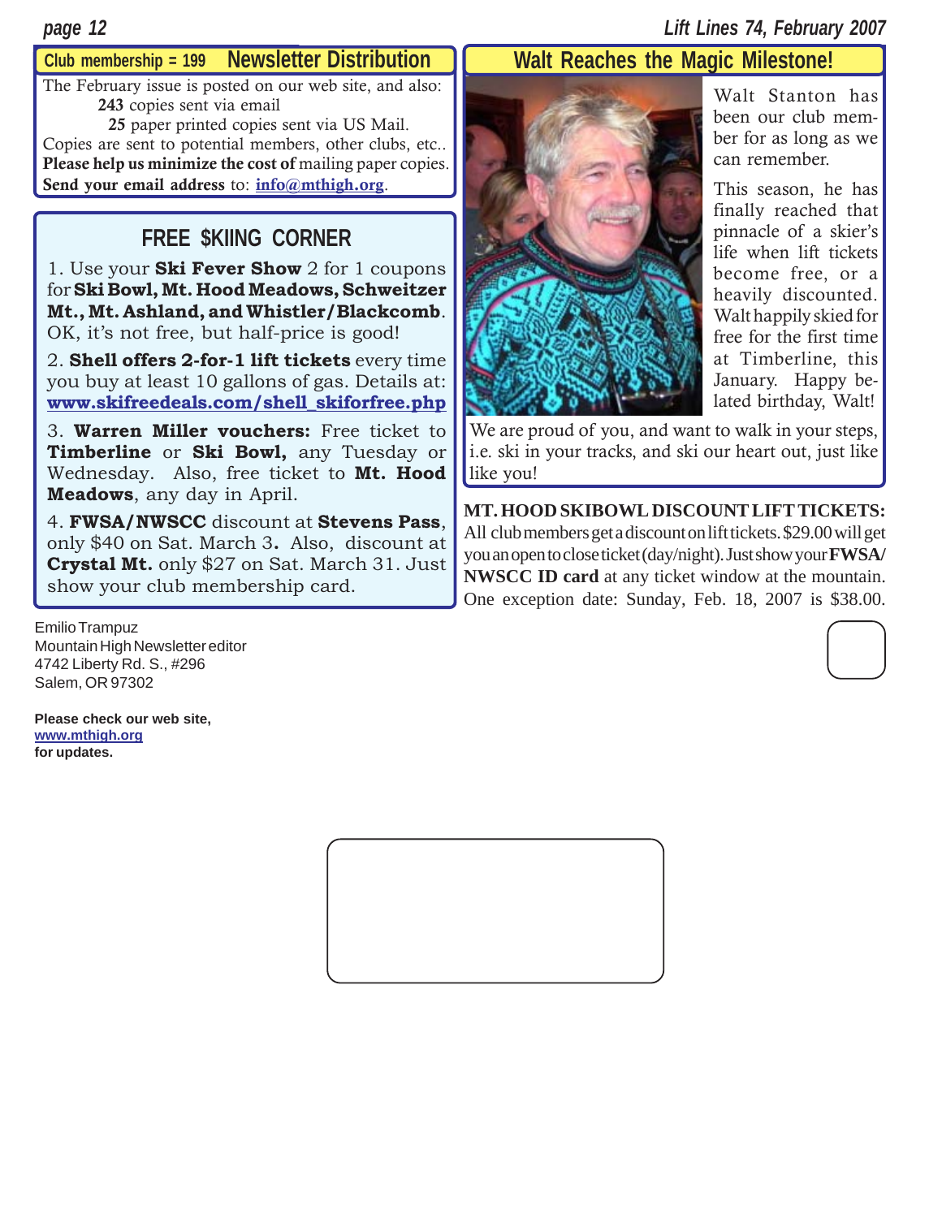**Club membership = 199**

## Newsletter Distribution

The February issue is posted on our web site, and also:

**243** copies sent via email

**25** paper printed copies sent via US Mail.

Copies are sent to potential members, other clubs, etc.. **Please help us minimize the cost of** mailing paper copies. **Send your email address** to: **info@mthigh.org**.

## FREE $KIING CORNER

1. Use your **Ski Fever Show** 2 for 1 coupons for **Ski Bowl, Mt. Hood Meadows, Schweitzer Mt., Mt. Ashland, and Whistler/Blackcomb**. OK, it's not free, but half-price is good!

2. **Shell offers 2-for-1 lift tickets** every time you buy at least 10 gallons of gas. Details at: **www.skifreedeals.com/shell_skiforfree.php**

3. **Warren Miller vouchers:** Free ticket to **Timberline** or **Ski Bowl,** any Tuesday or Wednesday. Also, free ticket to **Mt. Hood Meadows**, any day in April.

4. **FWSA/NWSCC** discount at **Stevens Pass**, only $40 on Sat. March 3**.** Also, discount at **Crystal Mt.** only $27 on Sat. March 31. Just show your club membership card.

## Walt Reaches the Magic Milestone!

Walt Stanton has been our club member for as long as we can remember.

This season, he has finally reached that pinnacle of a skier's life when lift tickets become free, or a heavily discounted. Walt happily skied for free for the first time at Timberline, this January. Happy belated birthday, Walt!

We are proud of you, and want to walk in your steps, i.e. ski in your tracks, and ski our heart out, just like like you!

**MT. HOOD SKIBOWL DISCOUNT LIFT TICKETS:** All club members get a discount on lift tickets. $29.00 will get you an open to close ticket (day/night). Just show your **FWSA/NWSCC ID card** at any ticket window at the mountain. One exception date: Sunday, Feb. 18, 2007 is $38.00.

Emilio Trampuz
Mountain High Newsletter editor
4742 Liberty Rd. S., #296
Salem, OR 97302

**Please check our web site,**
**www.mthigh.org**
**for updates.**